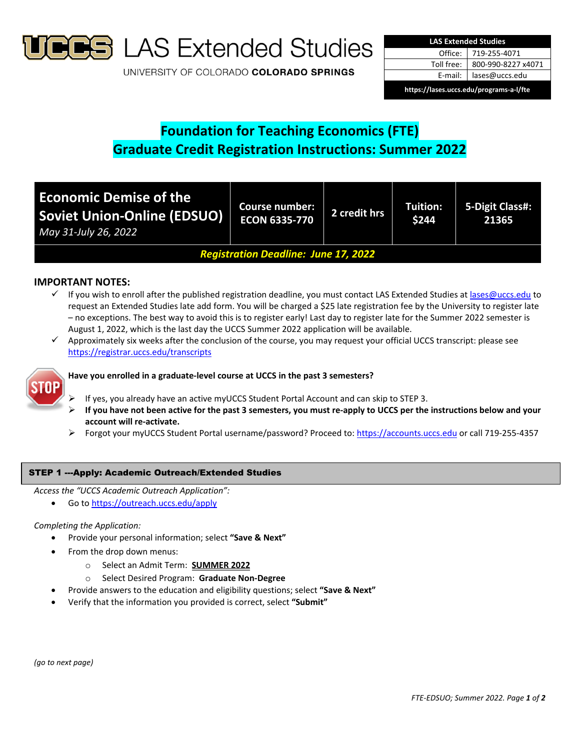# UCCS LAS Extended Studies

UNIVERSITY OF COLORADO **COLORADO SPRINGS**

| LAS Extended Studies | |
|---|---|
| Office: | 719-255-4071 |
| Toll free: | 800-990-8227 x4071 |
| E-mail: | lases@uccs.edu |
| https://lases.uccs.edu/programs-a-l/fte | |

## Foundation for Teaching Economics (FTE)
## Graduate Credit Registration Instructions: Summer 2022

| Economic Demise of the Soviet Union-Online (EDSUO) *May 31-July 26, 2022* | Course number: ECON 6335-770 | 2 credit hrs | Tuition: $244 | 5-Digit Class#: 21365 |
|---|---|---|---|---|
| ***Registration Deadline: June 17, 2022*** | | | | |

### IMPORTANT NOTES:

- ✓ If you wish to enroll after the published registration deadline, you must contact LAS Extended Studies at lases@uccs.edu to request an Extended Studies late add form. You will be charged a $25 late registration fee by the University to register late – no exceptions. The best way to avoid this is to register early! Last day to register late for the Summer 2022 semester is August 1, 2022, which is the last day the UCCS Summer 2022 application will be available.
- ✓ Approximately six weeks after the conclusion of the course, you may request your official UCCS transcript: please see https://registrar.uccs.edu/transcripts

STOP **Have you enrolled in a graduate-level course at UCCS in the past 3 semesters?**

- If yes, you already have an active myUCCS Student Portal Account and can skip to STEP 3.
- **If you have not been active for the past 3 semesters, you must re-apply to UCCS per the instructions below and your account will re-activate.**
- Forgot your myUCCS Student Portal username/password? Proceed to: https://accounts.uccs.edu or call 719-255-4357

### STEP 1 ---Apply: Academic Outreach/Extended Studies

*Access the "UCCS Academic Outreach Application":*

- Go to https://outreach.uccs.edu/apply

*Completing the Application:*

- Provide your personal information; select **"Save & Next"**
- From the drop down menus:
  - Select an Admit Term: **SUMMER 2022**
  - Select Desired Program: **Graduate Non-Degree**
- Provide answers to the education and eligibility questions; select **"Save & Next"**
- Verify that the information you provided is correct, select **"Submit"**

*(go to next page)*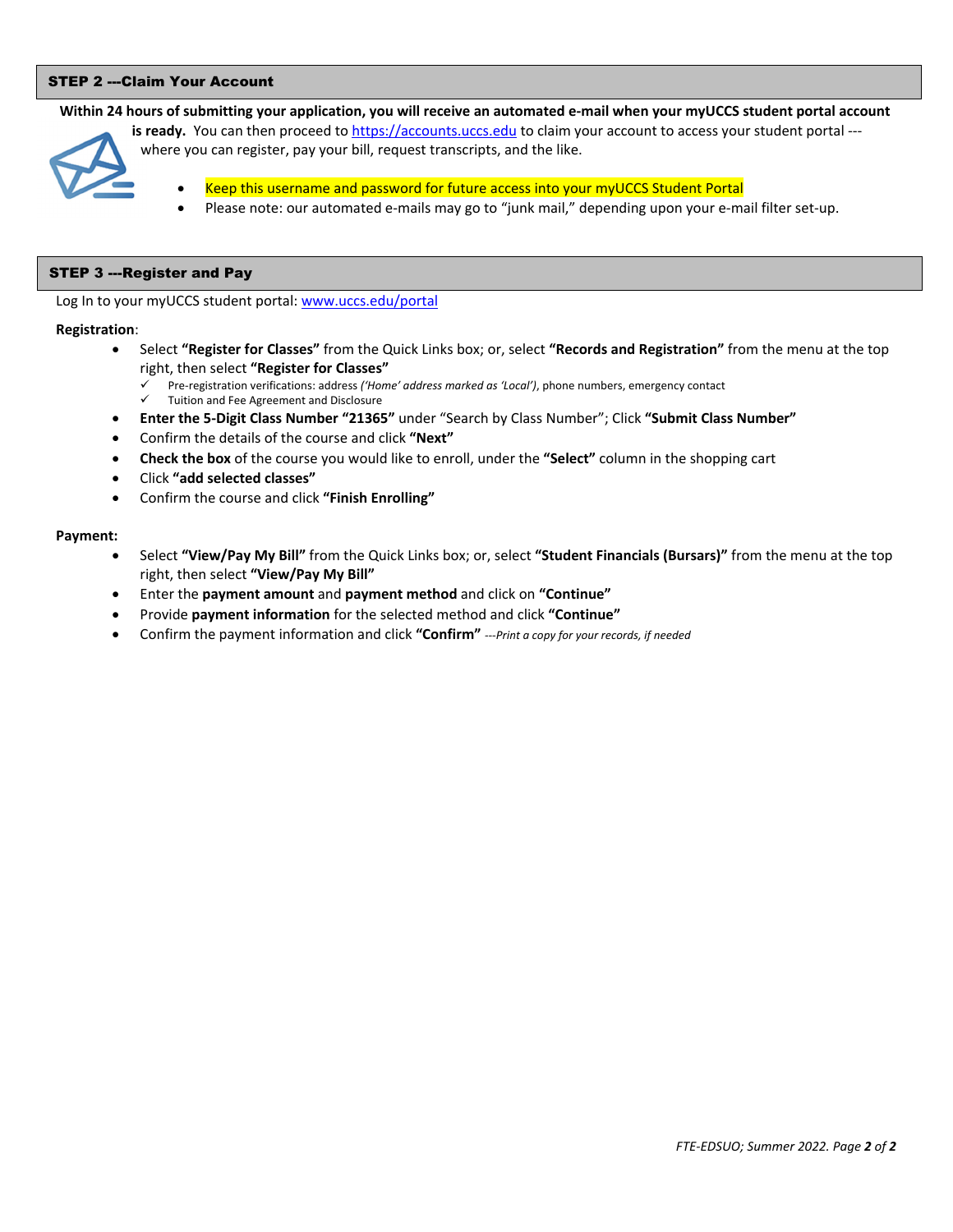## STEP 2 ---Claim Your Account

**Within 24 hours of submitting your application, you will receive an automated e-mail when your myUCCS student portal account is ready.** You can then proceed to https://accounts.uccs.edu to claim your account to access your student portal ---where you can register, pay your bill, request transcripts, and the like.

- Keep this username and password for future access into your myUCCS Student Portal
- Please note: our automated e-mails may go to "junk mail," depending upon your e-mail filter set-up.

## STEP 3 ---Register and Pay

Log In to your myUCCS student portal: www.uccs.edu/portal

**Registration**:

- Select **"Register for Classes"** from the Quick Links box; or, select **"Records and Registration"** from the menu at the top right, then select **"Register for Classes"**
  - ✓ Pre-registration verifications: address *('Home' address marked as 'Local')*, phone numbers, emergency contact
  - ✓ Tuition and Fee Agreement and Disclosure
- **Enter the 5-Digit Class Number "21365"** under "Search by Class Number"; Click **"Submit Class Number"**
- Confirm the details of the course and click **"Next"**
- **Check the box** of the course you would like to enroll, under the **"Select"** column in the shopping cart
- Click **"add selected classes"**
- Confirm the course and click **"Finish Enrolling"**

**Payment:**

- Select **"View/Pay My Bill"** from the Quick Links box; or, select **"Student Financials (Bursars)"** from the menu at the top right, then select **"View/Pay My Bill"**
- Enter the **payment amount** and **payment method** and click on **"Continue"**
- Provide **payment information** for the selected method and click **"Continue"**
- Confirm the payment information and click **"Confirm"** *---Print a copy for your records, if needed*